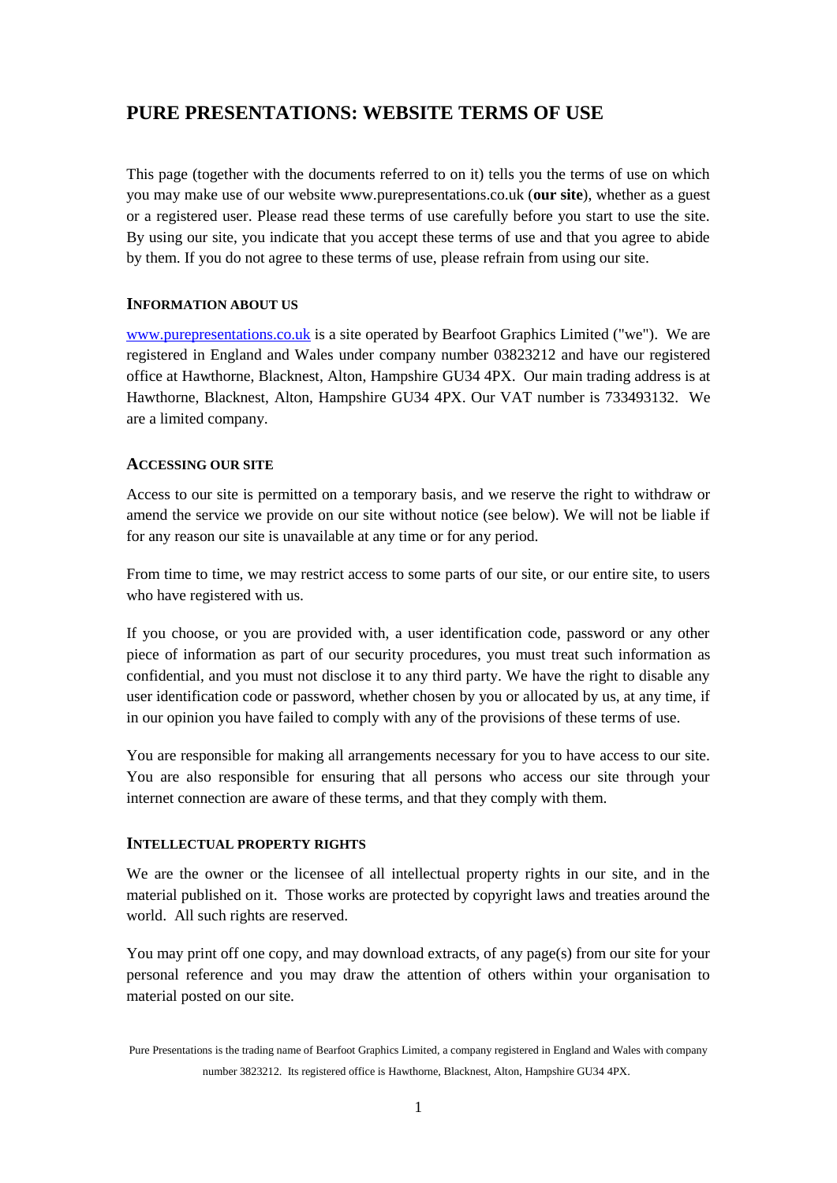# PURE PRESENTATIONS: WEBSITE TERMS OF USE

This page (together with the documents referred to on it) tells you the terms of use on which you may make use of our website www.purepresentations.co.uk (**our site**), whether as a guest or a registered user. Please read these terms of use carefully before you start to use the site. By using our site, you indicate that you accept these terms of use and that you agree to abide by them. If you do not agree to these terms of use, please refrain from using our site.

## INFORMATION ABOUT US

www.purepresentations.co.uk is a site operated by Bearfoot Graphics Limited ("we"). We are registered in England and Wales under company number 03823212 and have our registered office at Hawthorne, Blacknest, Alton, Hampshire GU34 4PX. Our main trading address is at Hawthorne, Blacknest, Alton, Hampshire GU34 4PX. Our VAT number is 733493132. We are a limited company.

## ACCESSING OUR SITE

Access to our site is permitted on a temporary basis, and we reserve the right to withdraw or amend the service we provide on our site without notice (see below). We will not be liable if for any reason our site is unavailable at any time or for any period.

From time to time, we may restrict access to some parts of our site, or our entire site, to users who have registered with us.

If you choose, or you are provided with, a user identification code, password or any other piece of information as part of our security procedures, you must treat such information as confidential, and you must not disclose it to any third party. We have the right to disable any user identification code or password, whether chosen by you or allocated by us, at any time, if in our opinion you have failed to comply with any of the provisions of these terms of use.

You are responsible for making all arrangements necessary for you to have access to our site. You are also responsible for ensuring that all persons who access our site through your internet connection are aware of these terms, and that they comply with them.

## INTELLECTUAL PROPERTY RIGHTS

We are the owner or the licensee of all intellectual property rights in our site, and in the material published on it. Those works are protected by copyright laws and treaties around the world. All such rights are reserved.

You may print off one copy, and may download extracts, of any page(s) from our site for your personal reference and you may draw the attention of others within your organisation to material posted on our site.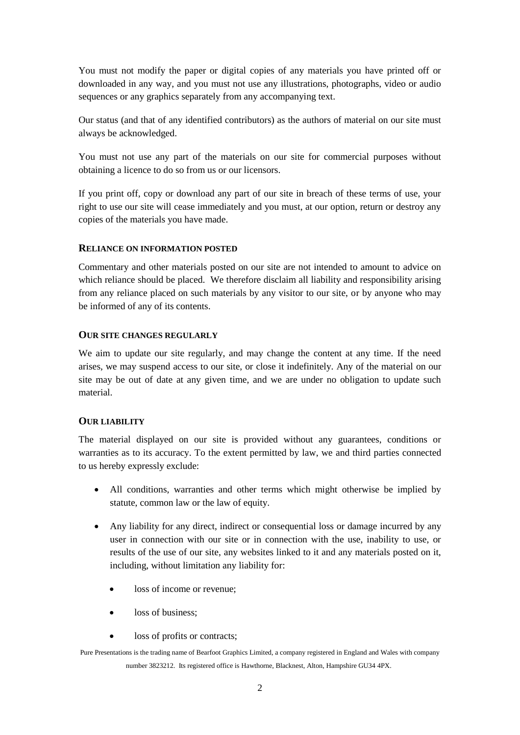You must not modify the paper or digital copies of any materials you have printed off or downloaded in any way, and you must not use any illustrations, photographs, video or audio sequences or any graphics separately from any accompanying text.

Our status (and that of any identified contributors) as the authors of material on our site must always be acknowledged.

You must not use any part of the materials on our site for commercial purposes without obtaining a licence to do so from us or our licensors.

If you print off, copy or download any part of our site in breach of these terms of use, your right to use our site will cease immediately and you must, at our option, return or destroy any copies of the materials you have made.

## RELIANCE ON INFORMATION POSTED

Commentary and other materials posted on our site are not intended to amount to advice on which reliance should be placed. We therefore disclaim all liability and responsibility arising from any reliance placed on such materials by any visitor to our site, or by anyone who may be informed of any of its contents.

## OUR SITE CHANGES REGULARLY

We aim to update our site regularly, and may change the content at any time. If the need arises, we may suspend access to our site, or close it indefinitely. Any of the material on our site may be out of date at any given time, and we are under no obligation to update such material.

## OUR LIABILITY

The material displayed on our site is provided without any guarantees, conditions or warranties as to its accuracy. To the extent permitted by law, we and third parties connected to us hereby expressly exclude:

- All conditions, warranties and other terms which might otherwise be implied by statute, common law or the law of equity.
- Any liability for any direct, indirect or consequential loss or damage incurred by any user in connection with our site or in connection with the use, inability to use, or results of the use of our site, any websites linked to it and any materials posted on it, including, without limitation any liability for:
  - loss of income or revenue;
  - loss of business;
  - loss of profits or contracts;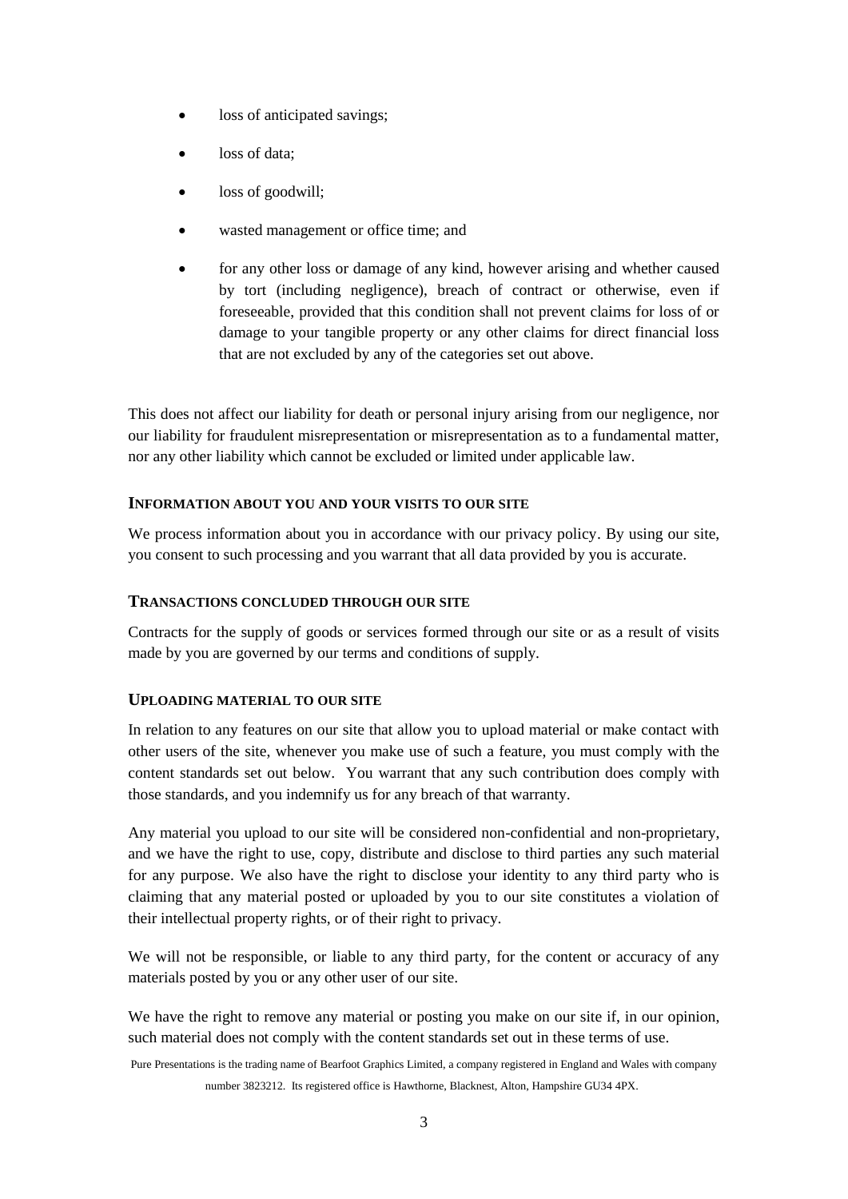- loss of anticipated savings;
- loss of data;
- loss of goodwill;
- wasted management or office time; and
- for any other loss or damage of any kind, however arising and whether caused by tort (including negligence), breach of contract or otherwise, even if foreseeable, provided that this condition shall not prevent claims for loss of or damage to your tangible property or any other claims for direct financial loss that are not excluded by any of the categories set out above.

This does not affect our liability for death or personal injury arising from our negligence, nor our liability for fraudulent misrepresentation or misrepresentation as to a fundamental matter, nor any other liability which cannot be excluded or limited under applicable law.

## INFORMATION ABOUT YOU AND YOUR VISITS TO OUR SITE

We process information about you in accordance with our privacy policy. By using our site, you consent to such processing and you warrant that all data provided by you is accurate.

## TRANSACTIONS CONCLUDED THROUGH OUR SITE

Contracts for the supply of goods or services formed through our site or as a result of visits made by you are governed by our terms and conditions of supply.

## UPLOADING MATERIAL TO OUR SITE

In relation to any features on our site that allow you to upload material or make contact with other users of the site, whenever you make use of such a feature, you must comply with the content standards set out below. You warrant that any such contribution does comply with those standards, and you indemnify us for any breach of that warranty.

Any material you upload to our site will be considered non-confidential and non-proprietary, and we have the right to use, copy, distribute and disclose to third parties any such material for any purpose. We also have the right to disclose your identity to any third party who is claiming that any material posted or uploaded by you to our site constitutes a violation of their intellectual property rights, or of their right to privacy.

We will not be responsible, or liable to any third party, for the content or accuracy of any materials posted by you or any other user of our site.

We have the right to remove any material or posting you make on our site if, in our opinion, such material does not comply with the content standards set out in these terms of use.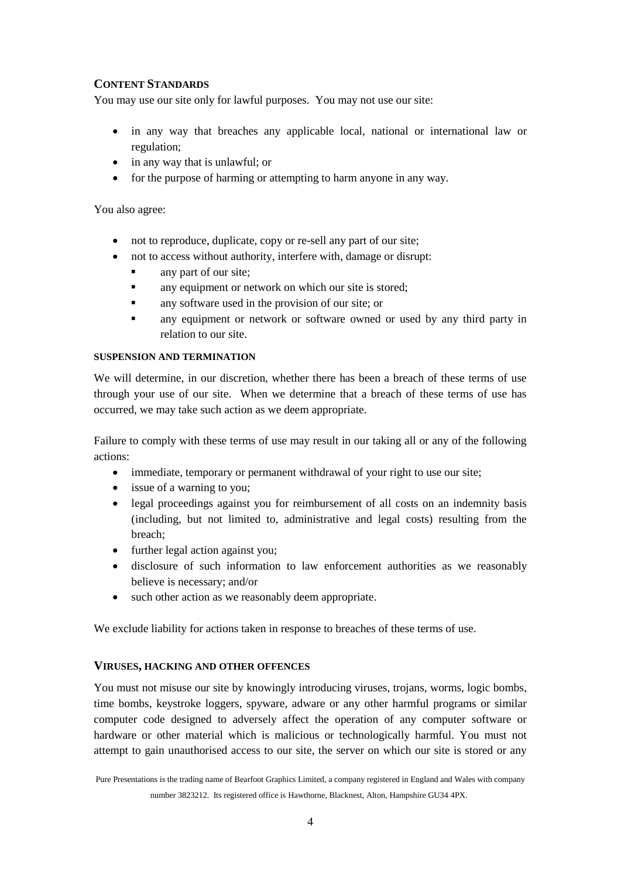## CONTENT STANDARDS

You may use our site only for lawful purposes. You may not use our site:

- in any way that breaches any applicable local, national or international law or regulation;
- in any way that is unlawful; or
- for the purpose of harming or attempting to harm anyone in any way.

You also agree:

- not to reproduce, duplicate, copy or re-sell any part of our site;
- not to access without authority, interfere with, damage or disrupt:
  - any part of our site;
  - any equipment or network on which our site is stored;
  - any software used in the provision of our site; or
  - any equipment or network or software owned or used by any third party in relation to our site.

### SUSPENSION AND TERMINATION

We will determine, in our discretion, whether there has been a breach of these terms of use through your use of our site. When we determine that a breach of these terms of use has occurred, we may take such action as we deem appropriate.

Failure to comply with these terms of use may result in our taking all or any of the following actions:

- immediate, temporary or permanent withdrawal of your right to use our site;
- issue of a warning to you;
- legal proceedings against you for reimbursement of all costs on an indemnity basis (including, but not limited to, administrative and legal costs) resulting from the breach;
- further legal action against you;
- disclosure of such information to law enforcement authorities as we reasonably believe is necessary; and/or
- such other action as we reasonably deem appropriate.

We exclude liability for actions taken in response to breaches of these terms of use.

## VIRUSES, HACKING AND OTHER OFFENCES

You must not misuse our site by knowingly introducing viruses, trojans, worms, logic bombs, time bombs, keystroke loggers, spyware, adware or any other harmful programs or similar computer code designed to adversely affect the operation of any computer software or hardware or other material which is malicious or technologically harmful. You must not attempt to gain unauthorised access to our site, the server on which our site is stored or any

Pure Presentations is the trading name of Bearfoot Graphics Limited, a company registered in England and Wales with company number 3823212. Its registered office is Hawthorne, Blacknest, Alton, Hampshire GU34 4PX.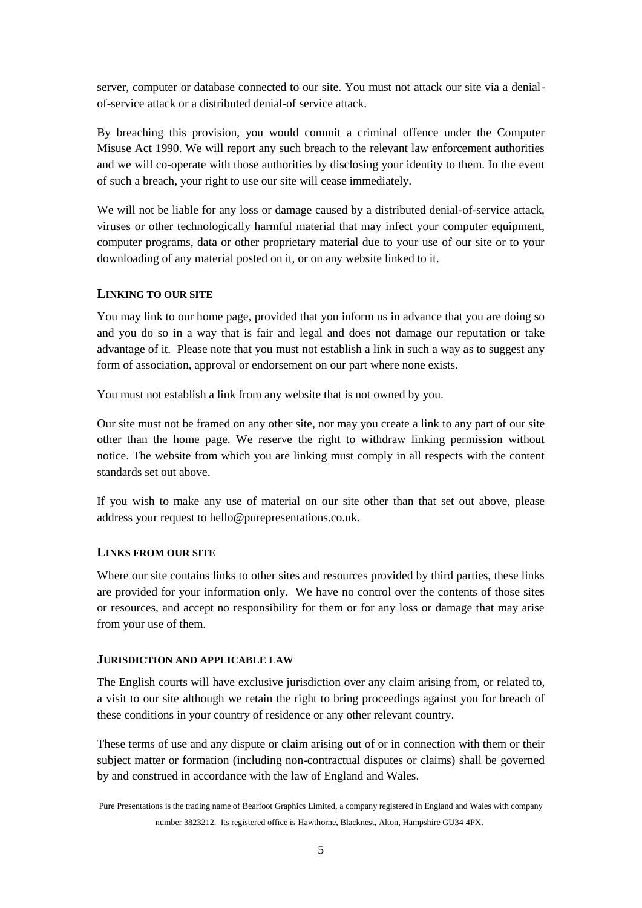server, computer or database connected to our site. You must not attack our site via a denial-of-service attack or a distributed denial-of service attack.

By breaching this provision, you would commit a criminal offence under the Computer Misuse Act 1990. We will report any such breach to the relevant law enforcement authorities and we will co-operate with those authorities by disclosing your identity to them. In the event of such a breach, your right to use our site will cease immediately.

We will not be liable for any loss or damage caused by a distributed denial-of-service attack, viruses or other technologically harmful material that may infect your computer equipment, computer programs, data or other proprietary material due to your use of our site or to your downloading of any material posted on it, or on any website linked to it.

## LINKING TO OUR SITE

You may link to our home page, provided that you inform us in advance that you are doing so and you do so in a way that is fair and legal and does not damage our reputation or take advantage of it. Please note that you must not establish a link in such a way as to suggest any form of association, approval or endorsement on our part where none exists.

You must not establish a link from any website that is not owned by you.

Our site must not be framed on any other site, nor may you create a link to any part of our site other than the home page. We reserve the right to withdraw linking permission without notice. The website from which you are linking must comply in all respects with the content standards set out above.

If you wish to make any use of material on our site other than that set out above, please address your request to hello@purepresentations.co.uk.

## LINKS FROM OUR SITE

Where our site contains links to other sites and resources provided by third parties, these links are provided for your information only. We have no control over the contents of those sites or resources, and accept no responsibility for them or for any loss or damage that may arise from your use of them.

## JURISDICTION AND APPLICABLE LAW

The English courts will have exclusive jurisdiction over any claim arising from, or related to, a visit to our site although we retain the right to bring proceedings against you for breach of these conditions in your country of residence or any other relevant country.

These terms of use and any dispute or claim arising out of or in connection with them or their subject matter or formation (including non-contractual disputes or claims) shall be governed by and construed in accordance with the law of England and Wales.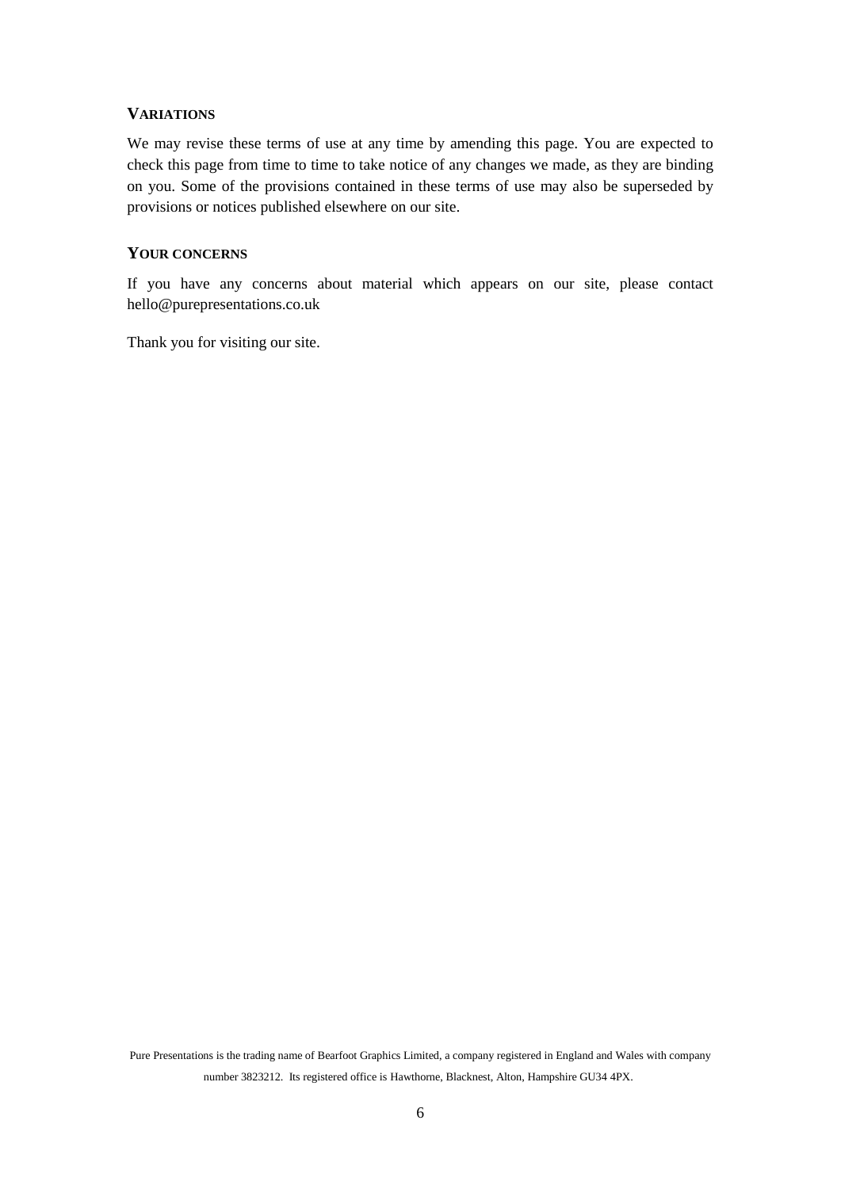### VARIATIONS

We may revise these terms of use at any time by amending this page. You are expected to check this page from time to time to take notice of any changes we made, as they are binding on you. Some of the provisions contained in these terms of use may also be superseded by provisions or notices published elsewhere on our site.

### YOUR CONCERNS

If you have any concerns about material which appears on our site, please contact hello@purepresentations.co.uk

Thank you for visiting our site.

Pure Presentations is the trading name of Bearfoot Graphics Limited, a company registered in England and Wales with company number 3823212. Its registered office is Hawthorne, Blacknest, Alton, Hampshire GU34 4PX.